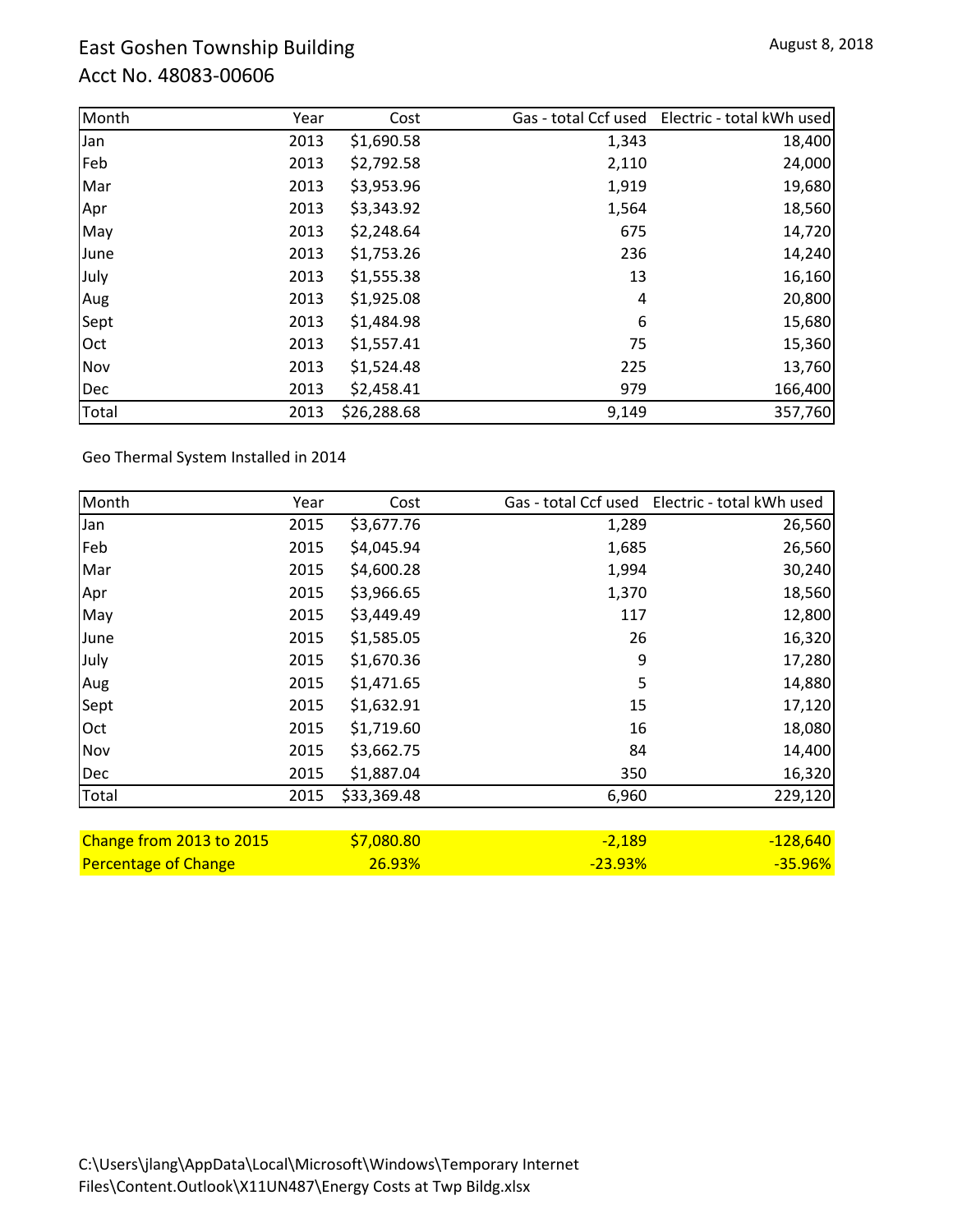# East Goshen Township Building

## Acct No. 48083-00606

August 8, 2018

| Month | Year | Cost | Gas - total Ccf used | Electric - total kWh used |
|---|---|---|---|---|
| Jan | 2013 | $1,690.58 | 1,343 | 18,400 |
| Feb | 2013 | $2,792.58 | 2,110 | 24,000 |
| Mar | 2013 | $3,953.96 | 1,919 | 19,680 |
| Apr | 2013 | $3,343.92 | 1,564 | 18,560 |
| May | 2013 | $2,248.64 | 675 | 14,720 |
| June | 2013 | $1,753.26 | 236 | 14,240 |
| July | 2013 | $1,555.38 | 13 | 16,160 |
| Aug | 2013 | $1,925.08 | 4 | 20,800 |
| Sept | 2013 | $1,484.98 | 6 | 15,680 |
| Oct | 2013 | $1,557.41 | 75 | 15,360 |
| Nov | 2013 | $1,524.48 | 225 | 13,760 |
| Dec | 2013 | $2,458.41 | 979 | 166,400 |
| Total | 2013 | $26,288.68 | 9,149 | 357,760 |

Geo Thermal System Installed in 2014

| Month | Year | Cost | Gas - total Ccf used | Electric - total kWh used |
|---|---|---|---|---|
| Jan | 2015 | $3,677.76 | 1,289 | 26,560 |
| Feb | 2015 | $4,045.94 | 1,685 | 26,560 |
| Mar | 2015 | $4,600.28 | 1,994 | 30,240 |
| Apr | 2015 | $3,966.65 | 1,370 | 18,560 |
| May | 2015 | $3,449.49 | 117 | 12,800 |
| June | 2015 | $1,585.05 | 26 | 16,320 |
| July | 2015 | $1,670.36 | 9 | 17,280 |
| Aug | 2015 | $1,471.65 | 5 | 14,880 |
| Sept | 2015 | $1,632.91 | 15 | 17,120 |
| Oct | 2015 | $1,719.60 | 16 | 18,080 |
| Nov | 2015 | $3,662.75 | 84 | 14,400 |
| Dec | 2015 | $1,887.04 | 350 | 16,320 |
| Total | 2015 | $33,369.48 | 6,960 | 229,120 |
| Change from 2013 to 2015 | | $7,080.80 | -2,189 | -128,640 |
| Percentage of Change | | 26.93% | -23.93% | -35.96% |

C:\Users\jlang\AppData\Local\Microsoft\Windows\Temporary Internet Files\Content.Outlook\X11UN487\Energy Costs at Twp Bildg.xlsx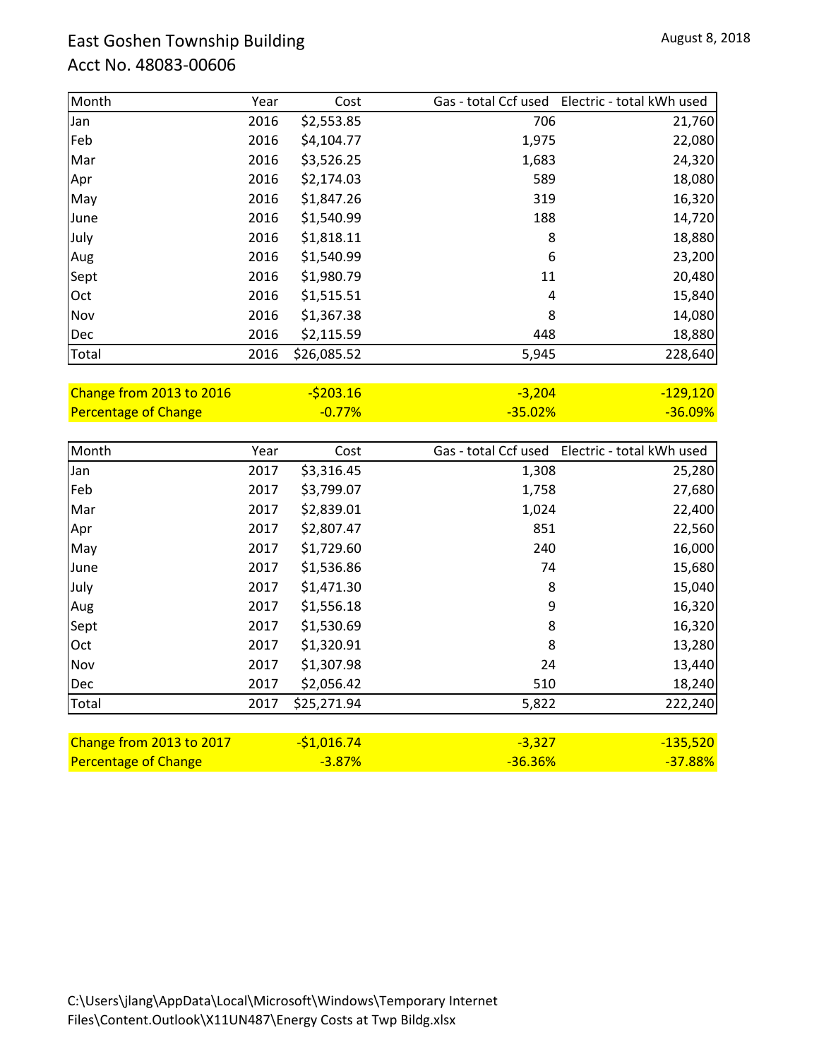East Goshen Township Building
Acct No. 48083-00606

August 8, 2018

| Month | Year | Cost | Gas - total Ccf used | Electric - total kWh used |
|---|---|---|---|---|
| Jan | 2016 | $2,553.85 | 706 | 21,760 |
| Feb | 2016 | $4,104.77 | 1,975 | 22,080 |
| Mar | 2016 | $3,526.25 | 1,683 | 24,320 |
| Apr | 2016 | $2,174.03 | 589 | 18,080 |
| May | 2016 | $1,847.26 | 319 | 16,320 |
| June | 2016 | $1,540.99 | 188 | 14,720 |
| July | 2016 | $1,818.11 | 8 | 18,880 |
| Aug | 2016 | $1,540.99 | 6 | 23,200 |
| Sept | 2016 | $1,980.79 | 11 | 20,480 |
| Oct | 2016 | $1,515.51 | 4 | 15,840 |
| Nov | 2016 | $1,367.38 | 8 | 14,080 |
| Dec | 2016 | $2,115.59 | 448 | 18,880 |
| Total | 2016 | $26,085.52 | 5,945 | 228,640 |

| | | | | |
|---|---|---|---|---|
| Change from 2013 to 2016 | | -$203.16 | -3,204 | -129,120 |
| Percentage of Change | | -0.77% | -35.02% | -36.09% |

| Month | Year | Cost | Gas - total Ccf used | Electric - total kWh used |
|---|---|---|---|---|
| Jan | 2017 | $3,316.45 | 1,308 | 25,280 |
| Feb | 2017 | $3,799.07 | 1,758 | 27,680 |
| Mar | 2017 | $2,839.01 | 1,024 | 22,400 |
| Apr | 2017 | $2,807.47 | 851 | 22,560 |
| May | 2017 | $1,729.60 | 240 | 16,000 |
| June | 2017 | $1,536.86 | 74 | 15,680 |
| July | 2017 | $1,471.30 | 8 | 15,040 |
| Aug | 2017 | $1,556.18 | 9 | 16,320 |
| Sept | 2017 | $1,530.69 | 8 | 16,320 |
| Oct | 2017 | $1,320.91 | 8 | 13,280 |
| Nov | 2017 | $1,307.98 | 24 | 13,440 |
| Dec | 2017 | $2,056.42 | 510 | 18,240 |
| Total | 2017 | $25,271.94 | 5,822 | 222,240 |

| | | | | |
|---|---|---|---|---|
| Change from 2013 to 2017 | | -$1,016.74 | -3,327 | -135,520 |
| Percentage of Change | | -3.87% | -36.36% | -37.88% |

C:\Users\jlang\AppData\Local\Microsoft\Windows\Temporary Internet Files\Content.Outlook\X11UN487\Energy Costs at Twp Bildg.xlsx